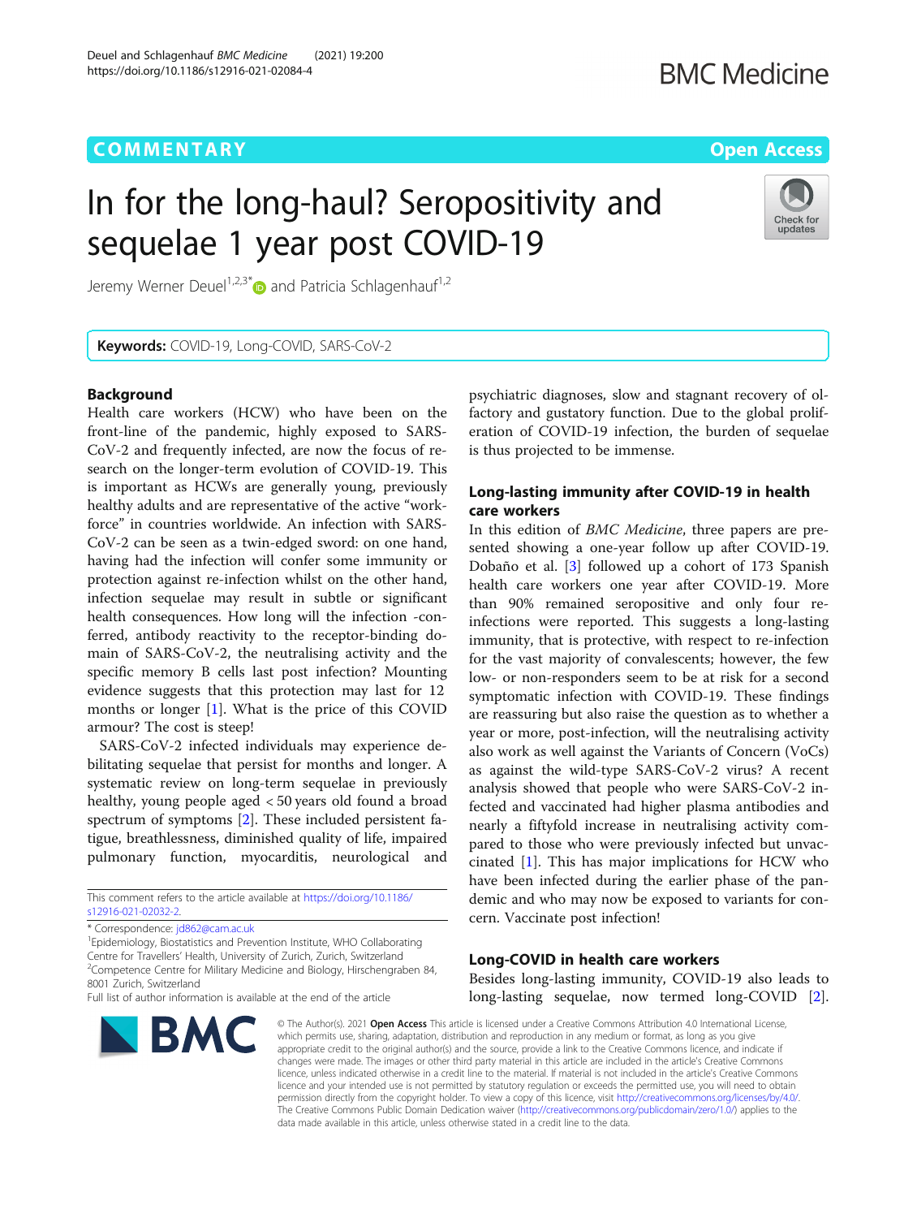COMMENTARY

Open Access

# In for the long-haul? Seropositivity and sequelae 1 year post COVID-19

Jeremy Werner Deuel[1,2,3*] and Patricia Schlagenhauf[1,2]

**Keywords:** COVID-19, Long-COVID, SARS-CoV-2

## Background

Health care workers (HCW) who have been on the front-line of the pandemic, highly exposed to SARS-CoV-2 and frequently infected, are now the focus of research on the longer-term evolution of COVID-19. This is important as HCWs are generally young, previously healthy adults and are representative of the active "workforce" in countries worldwide. An infection with SARS-CoV-2 can be seen as a twin-edged sword: on one hand, having had the infection will confer some immunity or protection against re-infection whilst on the other hand, infection sequelae may result in subtle or significant health consequences. How long will the infection -conferred, antibody reactivity to the receptor-binding domain of SARS-CoV-2, the neutralising activity and the specific memory B cells last post infection? Mounting evidence suggests that this protection may last for 12 months or longer [1]. What is the price of this COVID armour? The cost is steep!

SARS-CoV-2 infected individuals may experience debilitating sequelae that persist for months and longer. A systematic review on long-term sequelae in previously healthy, young people aged < 50 years old found a broad spectrum of symptoms [2]. These included persistent fatigue, breathlessness, diminished quality of life, impaired pulmonary function, myocarditis, neurological and psychiatric diagnoses, slow and stagnant recovery of olfactory and gustatory function. Due to the global proliferation of COVID-19 infection, the burden of sequelae is thus projected to be immense.

## Long-lasting immunity after COVID-19 in health care workers

In this edition of *BMC Medicine*, three papers are presented showing a one-year follow up after COVID-19. Dobaño et al. [3] followed up a cohort of 173 Spanish health care workers one year after COVID-19. More than 90% remained seropositive and only four re-infections were reported. This suggests a long-lasting immunity, that is protective, with respect to re-infection for the vast majority of convalescents; however, the few low- or non-responders seem to be at risk for a second symptomatic infection with COVID-19. These findings are reassuring but also raise the question as to whether a year or more, post-infection, will the neutralising activity also work as well against the Variants of Concern (VoCs) as against the wild-type SARS-CoV-2 virus? A recent analysis showed that people who were SARS-CoV-2 infected and vaccinated had higher plasma antibodies and nearly a fiftyfold increase in neutralising activity compared to those who were previously infected but unvaccinated [1]. This has major implications for HCW who have been infected during the earlier phase of the pandemic and who may now be exposed to variants for concern. Vaccinate post infection!

## Long-COVID in health care workers

Besides long-lasting immunity, COVID-19 also leads to long-lasting sequelae, now termed long-COVID [2].

This comment refers to the article available at https://doi.org/10.1186/s12916-021-02032-2.

* Correspondence: jd862@cam.ac.uk

[1] Epidemiology, Biostatistics and Prevention Institute, WHO Collaborating Centre for Travellers' Health, University of Zurich, Zurich, Switzerland

[2] Competence Centre for Military Medicine and Biology, Hirschengraben 84, 8001 Zurich, Switzerland

Full list of author information is available at the end of the article

© The Author(s). 2021 **Open Access** This article is licensed under a Creative Commons Attribution 4.0 International License, which permits use, sharing, adaptation, distribution and reproduction in any medium or format, as long as you give appropriate credit to the original author(s) and the source, provide a link to the Creative Commons licence, and indicate if changes were made. The images or other third party material in this article are included in the article's Creative Commons licence, unless indicated otherwise in a credit line to the material. If material is not included in the article's Creative Commons licence and your intended use is not permitted by statutory regulation or exceeds the permitted use, you will need to obtain permission directly from the copyright holder. To view a copy of this licence, visit http://creativecommons.org/licenses/by/4.0/. The Creative Commons Public Domain Dedication waiver (http://creativecommons.org/publicdomain/zero/1.0/) applies to the data made available in this article, unless otherwise stated in a credit line to the data.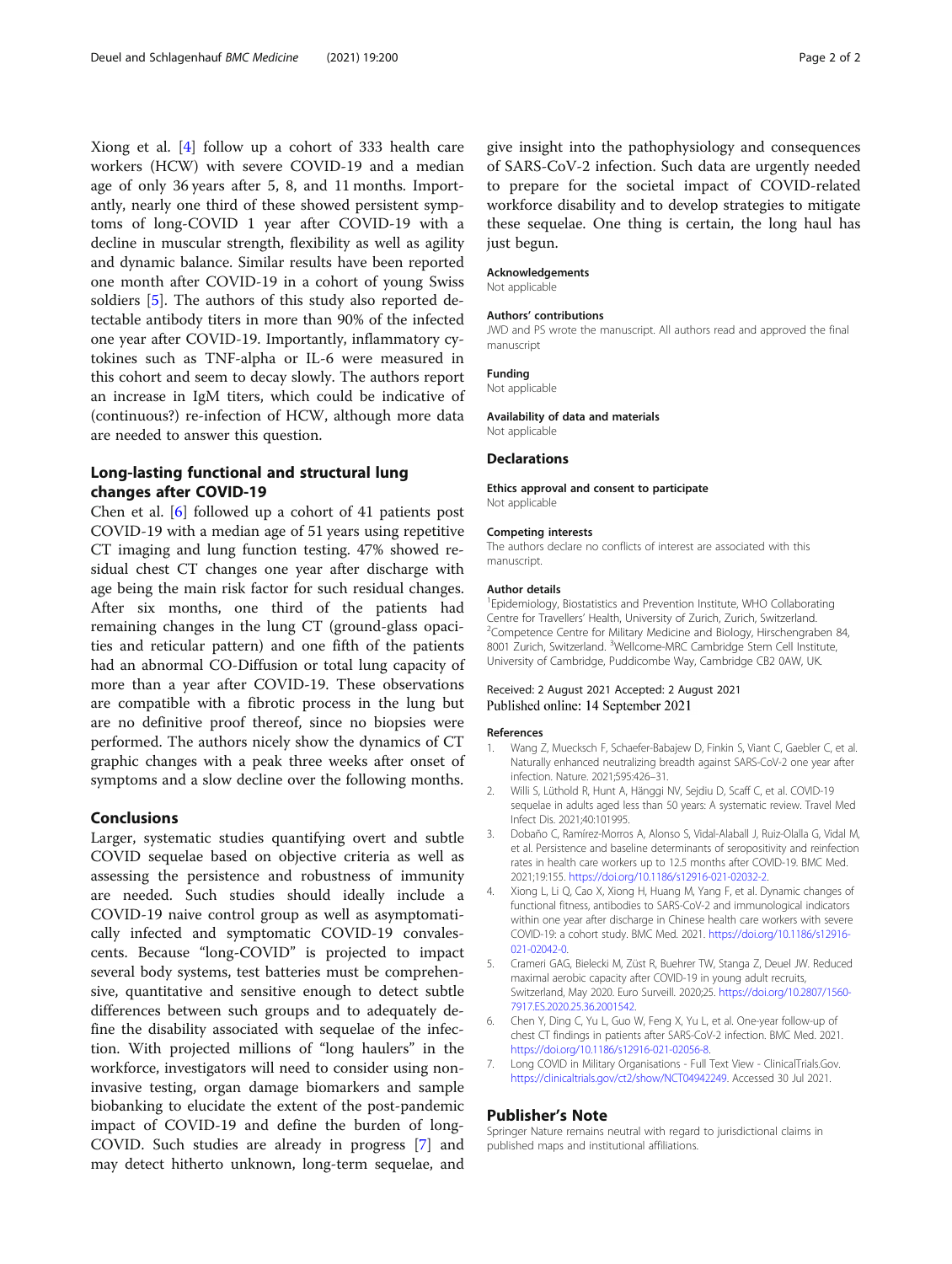Xiong et al. [4] follow up a cohort of 333 health care workers (HCW) with severe COVID-19 and a median age of only 36 years after 5, 8, and 11 months. Importantly, nearly one third of these showed persistent symptoms of long-COVID 1 year after COVID-19 with a decline in muscular strength, flexibility as well as agility and dynamic balance. Similar results have been reported one month after COVID-19 in a cohort of young Swiss soldiers [5]. The authors of this study also reported detectable antibody titers in more than 90% of the infected one year after COVID-19. Importantly, inflammatory cytokines such as TNF-alpha or IL-6 were measured in this cohort and seem to decay slowly. The authors report an increase in IgM titers, which could be indicative of (continuous?) re-infection of HCW, although more data are needed to answer this question.

## Long-lasting functional and structural lung changes after COVID-19

Chen et al. [6] followed up a cohort of 41 patients post COVID-19 with a median age of 51 years using repetitive CT imaging and lung function testing. 47% showed residual chest CT changes one year after discharge with age being the main risk factor for such residual changes. After six months, one third of the patients had remaining changes in the lung CT (ground-glass opacities and reticular pattern) and one fifth of the patients had an abnormal CO-Diffusion or total lung capacity of more than a year after COVID-19. These observations are compatible with a fibrotic process in the lung but are no definitive proof thereof, since no biopsies were performed. The authors nicely show the dynamics of CT graphic changes with a peak three weeks after onset of symptoms and a slow decline over the following months.

## Conclusions

Larger, systematic studies quantifying overt and subtle COVID sequelae based on objective criteria as well as assessing the persistence and robustness of immunity are needed. Such studies should ideally include a COVID-19 naive control group as well as asymptomatically infected and symptomatic COVID-19 convalescents. Because "long-COVID" is projected to impact several body systems, test batteries must be comprehensive, quantitative and sensitive enough to detect subtle differences between such groups and to adequately define the disability associated with sequelae of the infection. With projected millions of "long haulers" in the workforce, investigators will need to consider using non-invasive testing, organ damage biomarkers and sample biobanking to elucidate the extent of the post-pandemic impact of COVID-19 and define the burden of long-COVID. Such studies are already in progress [7] and may detect hitherto unknown, long-term sequelae, and give insight into the pathophysiology and consequences of SARS-CoV-2 infection. Such data are urgently needed to prepare for the societal impact of COVID-related workforce disability and to develop strategies to mitigate these sequelae. One thing is certain, the long haul has just begun.

#### Acknowledgements

Not applicable

#### Authors' contributions

JWD and PS wrote the manuscript. All authors read and approved the final manuscript

#### Funding

Not applicable

#### Availability of data and materials

Not applicable

### Declarations

#### Ethics approval and consent to participate

Not applicable

#### Competing interests

The authors declare no conflicts of interest are associated with this manuscript.

#### Author details

[1]Epidemiology, Biostatistics and Prevention Institute, WHO Collaborating Centre for Travellers' Health, University of Zurich, Zurich, Switzerland. [2]Competence Centre for Military Medicine and Biology, Hirschengraben 84, 8001 Zurich, Switzerland. [3]Wellcome-MRC Cambridge Stem Cell Institute, University of Cambridge, Puddicombe Way, Cambridge CB2 0AW, UK.

Received: 2 August 2021 Accepted: 2 August 2021
Published online: 14 September 2021

#### References

1. Wang Z, Muecksch F, Schaefer-Babajew D, Finkin S, Viant C, Gaebler C, et al. Naturally enhanced neutralizing breadth against SARS-CoV-2 one year after infection. Nature. 2021;595:426–31.
2. Willi S, Lüthold R, Hunt A, Hänggi NV, Sejdiu D, Scaff C, et al. COVID-19 sequelae in adults aged less than 50 years: A systematic review. Travel Med Infect Dis. 2021;40:101995.
3. Dobaño C, Ramírez-Morros A, Alonso S, Vidal-Alaball J, Ruiz-Olalla G, Vidal M, et al. Persistence and baseline determinants of seropositivity and reinfection rates in health care workers up to 12.5 months after COVID-19. BMC Med. 2021;19:155. https://doi.org/10.1186/s12916-021-02032-2.
4. Xiong L, Li Q, Cao X, Xiong H, Huang M, Yang F, et al. Dynamic changes of functional fitness, antibodies to SARS-CoV-2 and immunological indicators within one year after discharge in Chinese health care workers with severe COVID-19: a cohort study. BMC Med. 2021. https://doi.org/10.1186/s12916-021-02042-0.
5. Crameri GAG, Bielecki M, Züst R, Buehrer TW, Stanga Z, Deuel JW. Reduced maximal aerobic capacity after COVID-19 in young adult recruits, Switzerland, May 2020. Euro Surveill. 2020;25. https://doi.org/10.2807/1560-7917.ES.2020.25.36.2001542.
6. Chen Y, Ding C, Yu L, Guo W, Feng X, Yu L, et al. One-year follow-up of chest CT findings in patients after SARS-CoV-2 infection. BMC Med. 2021. https://doi.org/10.1186/s12916-021-02056-8.
7. Long COVID in Military Organisations - Full Text View - ClinicalTrials.Gov. https://clinicaltrials.gov/ct2/show/NCT04942249. Accessed 30 Jul 2021.

## Publisher's Note

Springer Nature remains neutral with regard to jurisdictional claims in published maps and institutional affiliations.